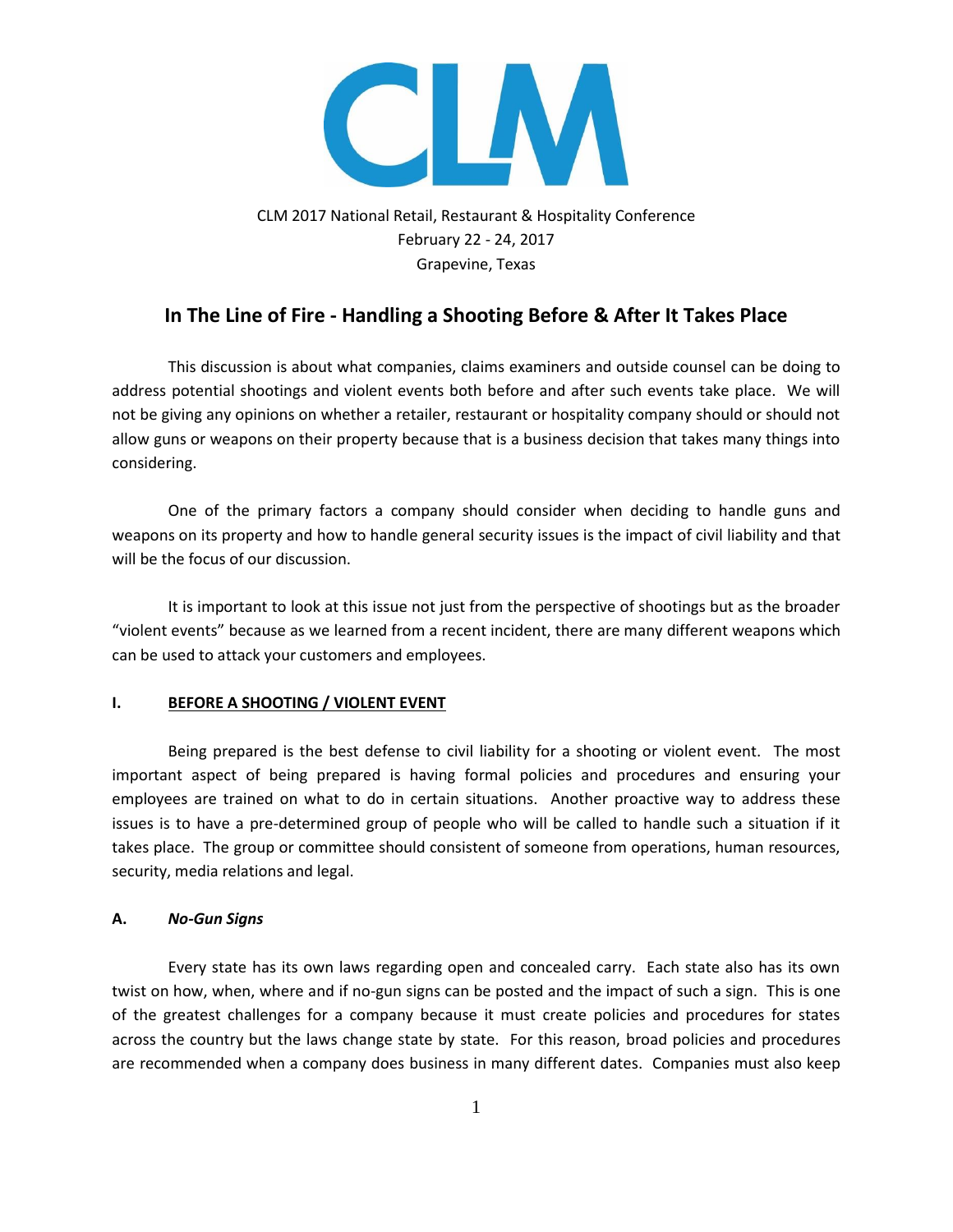CLM 2017 National Retail, Restaurant & Hospitality Conference
February 22 - 24, 2017
Grapevine, Texas

# In The Line of Fire - Handling a Shooting Before & After It Takes Place

This discussion is about what companies, claims examiners and outside counsel can be doing to address potential shootings and violent events both before and after such events take place. We will not be giving any opinions on whether a retailer, restaurant or hospitality company should or should not allow guns or weapons on their property because that is a business decision that takes many things into considering.

One of the primary factors a company should consider when deciding to handle guns and weapons on its property and how to handle general security issues is the impact of civil liability and that will be the focus of our discussion.

It is important to look at this issue not just from the perspective of shootings but as the broader "violent events" because as we learned from a recent incident, there are many different weapons which can be used to attack your customers and employees.

## I. <u>BEFORE A SHOOTING / VIOLENT EVENT</u>

Being prepared is the best defense to civil liability for a shooting or violent event. The most important aspect of being prepared is having formal policies and procedures and ensuring your employees are trained on what to do in certain situations. Another proactive way to address these issues is to have a pre-determined group of people who will be called to handle such a situation if it takes place. The group or committee should consistent of someone from operations, human resources, security, media relations and legal.

### A. *No-Gun Signs*

Every state has its own laws regarding open and concealed carry. Each state also has its own twist on how, when, where and if no-gun signs can be posted and the impact of such a sign. This is one of the greatest challenges for a company because it must create policies and procedures for states across the country but the laws change state by state. For this reason, broad policies and procedures are recommended when a company does business in many different dates. Companies must also keep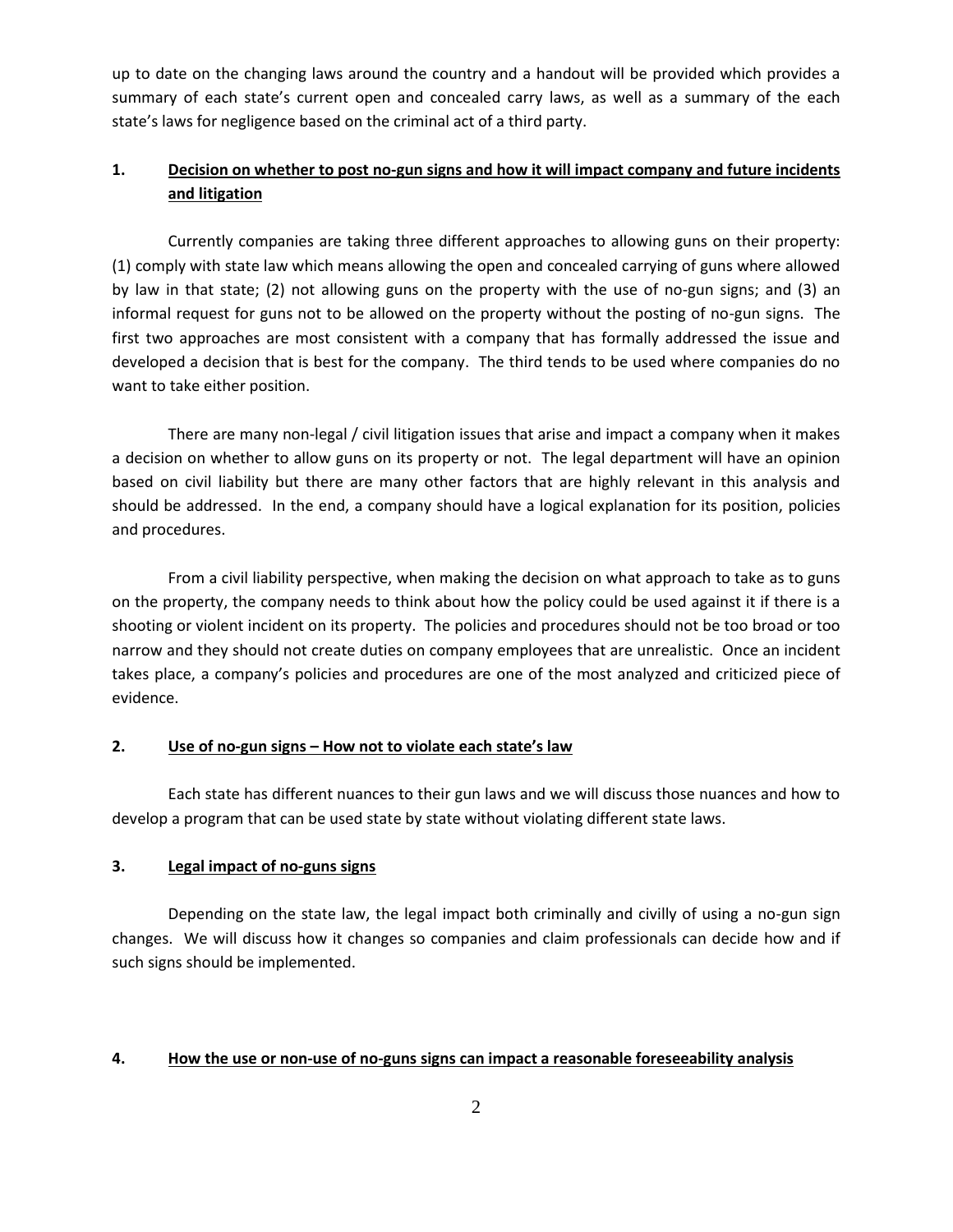up to date on the changing laws around the country and a handout will be provided which provides a summary of each state's current open and concealed carry laws, as well as a summary of the each state's laws for negligence based on the criminal act of a third party.

## 1. Decision on whether to post no-gun signs and how it will impact company and future incidents and litigation

Currently companies are taking three different approaches to allowing guns on their property: (1) comply with state law which means allowing the open and concealed carrying of guns where allowed by law in that state; (2) not allowing guns on the property with the use of no-gun signs; and (3) an informal request for guns not to be allowed on the property without the posting of no-gun signs. The first two approaches are most consistent with a company that has formally addressed the issue and developed a decision that is best for the company. The third tends to be used where companies do no want to take either position.

There are many non-legal / civil litigation issues that arise and impact a company when it makes a decision on whether to allow guns on its property or not. The legal department will have an opinion based on civil liability but there are many other factors that are highly relevant in this analysis and should be addressed. In the end, a company should have a logical explanation for its position, policies and procedures.

From a civil liability perspective, when making the decision on what approach to take as to guns on the property, the company needs to think about how the policy could be used against it if there is a shooting or violent incident on its property. The policies and procedures should not be too broad or too narrow and they should not create duties on company employees that are unrealistic. Once an incident takes place, a company's policies and procedures are one of the most analyzed and criticized piece of evidence.

## 2. Use of no-gun signs – How not to violate each state's law

Each state has different nuances to their gun laws and we will discuss those nuances and how to develop a program that can be used state by state without violating different state laws.

## 3. Legal impact of no-guns signs

Depending on the state law, the legal impact both criminally and civilly of using a no-gun sign changes. We will discuss how it changes so companies and claim professionals can decide how and if such signs should be implemented.

## 4. How the use or non-use of no-guns signs can impact a reasonable foreseeability analysis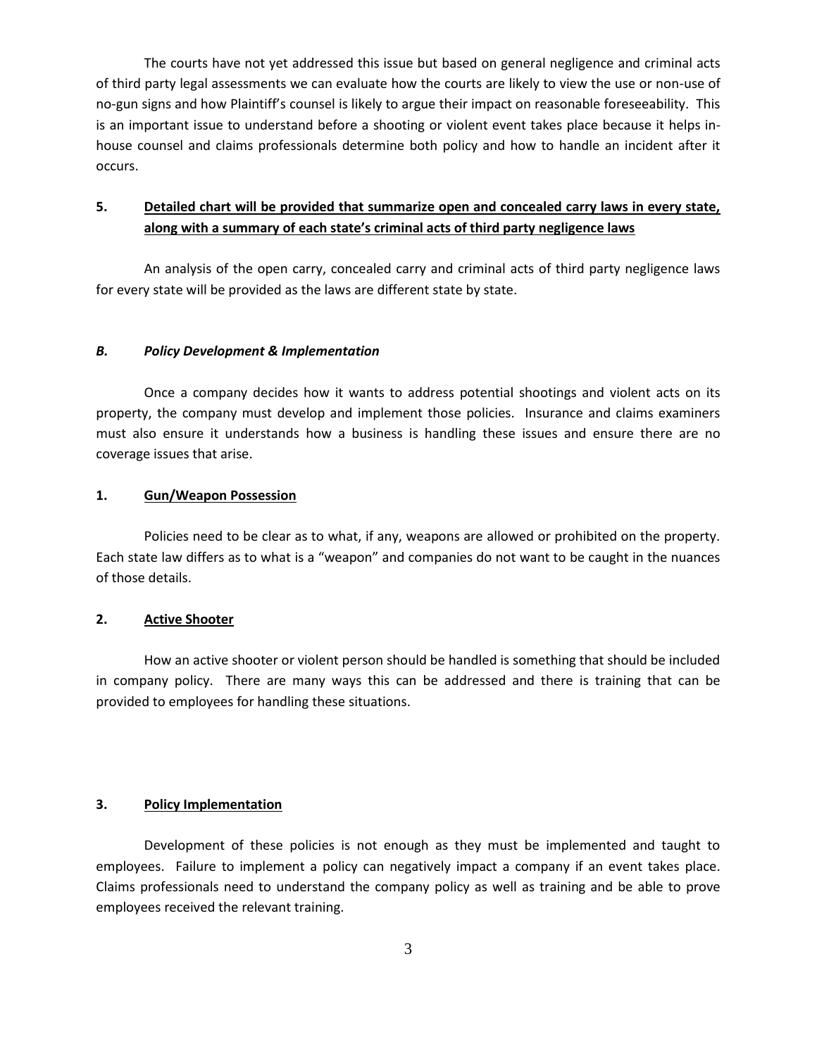The courts have not yet addressed this issue but based on general negligence and criminal acts of third party legal assessments we can evaluate how the courts are likely to view the use or non-use of no-gun signs and how Plaintiff's counsel is likely to argue their impact on reasonable foreseeability. This is an important issue to understand before a shooting or violent event takes place because it helps in-house counsel and claims professionals determine both policy and how to handle an incident after it occurs.

**5. Detailed chart will be provided that summarize open and concealed carry laws in every state, along with a summary of each state's criminal acts of third party negligence laws**

An analysis of the open carry, concealed carry and criminal acts of third party negligence laws for every state will be provided as the laws are different state by state.

***B. Policy Development & Implementation***

Once a company decides how it wants to address potential shootings and violent acts on its property, the company must develop and implement those policies. Insurance and claims examiners must also ensure it understands how a business is handling these issues and ensure there are no coverage issues that arise.

**1. Gun/Weapon Possession**

Policies need to be clear as to what, if any, weapons are allowed or prohibited on the property. Each state law differs as to what is a "weapon" and companies do not want to be caught in the nuances of those details.

**2. Active Shooter**

How an active shooter or violent person should be handled is something that should be included in company policy. There are many ways this can be addressed and there is training that can be provided to employees for handling these situations.

**3. Policy Implementation**

Development of these policies is not enough as they must be implemented and taught to employees. Failure to implement a policy can negatively impact a company if an event takes place. Claims professionals need to understand the company policy as well as training and be able to prove employees received the relevant training.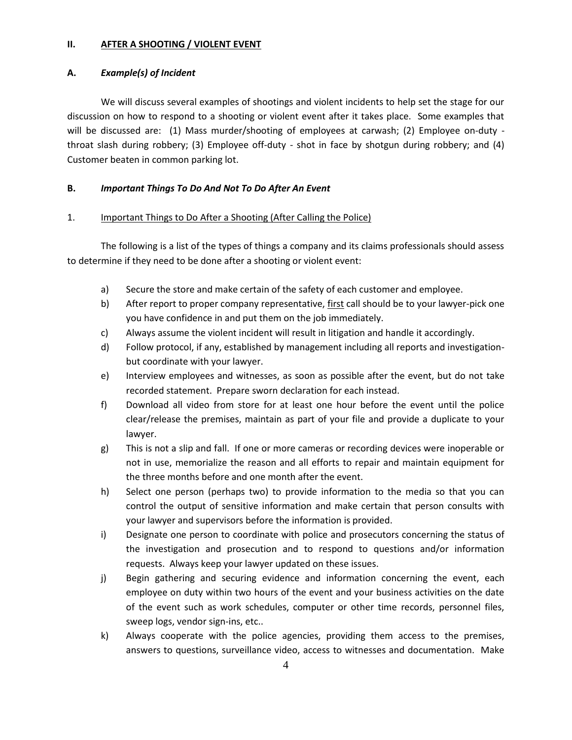## II. AFTER A SHOOTING / VIOLENT EVENT

### A. *Example(s) of Incident*

We will discuss several examples of shootings and violent incidents to help set the stage for our discussion on how to respond to a shooting or violent event after it takes place. Some examples that will be discussed are: (1) Mass murder/shooting of employees at carwash; (2) Employee on-duty - throat slash during robbery; (3) Employee off-duty - shot in face by shotgun during robbery; and (4) Customer beaten in common parking lot.

### B. *Important Things To Do And Not To Do After An Event*

#### 1. Important Things to Do After a Shooting (After Calling the Police)

The following is a list of the types of things a company and its claims professionals should assess to determine if they need to be done after a shooting or violent event:

a) Secure the store and make certain of the safety of each customer and employee.

b) After report to proper company representative, first call should be to your lawyer-pick one you have confidence in and put them on the job immediately.

c) Always assume the violent incident will result in litigation and handle it accordingly.

d) Follow protocol, if any, established by management including all reports and investigation-but coordinate with your lawyer.

e) Interview employees and witnesses, as soon as possible after the event, but do not take recorded statement. Prepare sworn declaration for each instead.

f) Download all video from store for at least one hour before the event until the police clear/release the premises, maintain as part of your file and provide a duplicate to your lawyer.

g) This is not a slip and fall. If one or more cameras or recording devices were inoperable or not in use, memorialize the reason and all efforts to repair and maintain equipment for the three months before and one month after the event.

h) Select one person (perhaps two) to provide information to the media so that you can control the output of sensitive information and make certain that person consults with your lawyer and supervisors before the information is provided.

i) Designate one person to coordinate with police and prosecutors concerning the status of the investigation and prosecution and to respond to questions and/or information requests. Always keep your lawyer updated on these issues.

j) Begin gathering and securing evidence and information concerning the event, each employee on duty within two hours of the event and your business activities on the date of the event such as work schedules, computer or other time records, personnel files, sweep logs, vendor sign-ins, etc..

k) Always cooperate with the police agencies, providing them access to the premises, answers to questions, surveillance video, access to witnesses and documentation. Make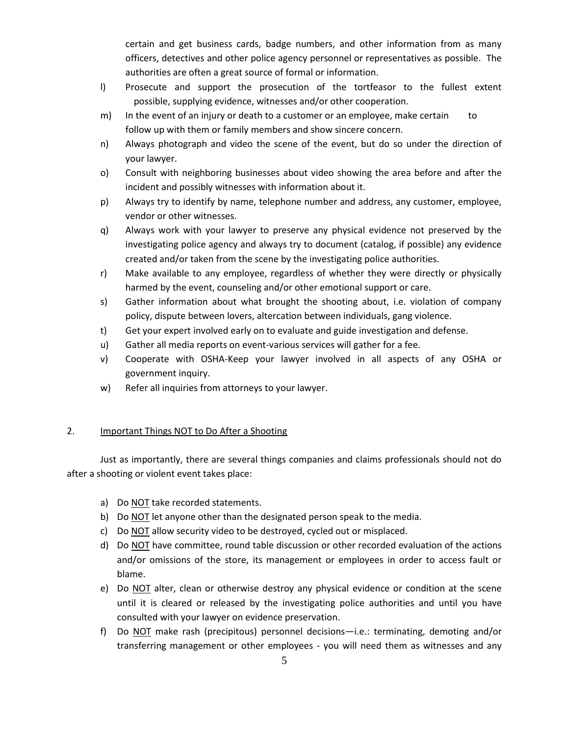certain and get business cards, badge numbers, and other information from as many officers, detectives and other police agency personnel or representatives as possible. The authorities are often a great source of formal or information.

l) Prosecute and support the prosecution of the tortfeasor to the fullest extent possible, supplying evidence, witnesses and/or other cooperation.

m) In the event of an injury or death to a customer or an employee, make certain to follow up with them or family members and show sincere concern.

n) Always photograph and video the scene of the event, but do so under the direction of your lawyer.

o) Consult with neighboring businesses about video showing the area before and after the incident and possibly witnesses with information about it.

p) Always try to identify by name, telephone number and address, any customer, employee, vendor or other witnesses.

q) Always work with your lawyer to preserve any physical evidence not preserved by the investigating police agency and always try to document (catalog, if possible) any evidence created and/or taken from the scene by the investigating police authorities.

r) Make available to any employee, regardless of whether they were directly or physically harmed by the event, counseling and/or other emotional support or care.

s) Gather information about what brought the shooting about, i.e. violation of company policy, dispute between lovers, altercation between individuals, gang violence.

t) Get your expert involved early on to evaluate and guide investigation and defense.

u) Gather all media reports on event-various services will gather for a fee.

v) Cooperate with OSHA-Keep your lawyer involved in all aspects of any OSHA or government inquiry.

w) Refer all inquiries from attorneys to your lawyer.

2. Important Things NOT to Do After a Shooting

Just as importantly, there are several things companies and claims professionals should not do after a shooting or violent event takes place:

a) Do NOT take recorded statements.
b) Do NOT let anyone other than the designated person speak to the media.
c) Do NOT allow security video to be destroyed, cycled out or misplaced.
d) Do NOT have committee, round table discussion or other recorded evaluation of the actions and/or omissions of the store, its management or employees in order to access fault or blame.
e) Do NOT alter, clean or otherwise destroy any physical evidence or condition at the scene until it is cleared or released by the investigating police authorities and until you have consulted with your lawyer on evidence preservation.
f) Do NOT make rash (precipitous) personnel decisions—i.e.: terminating, demoting and/or transferring management or other employees - you will need them as witnesses and any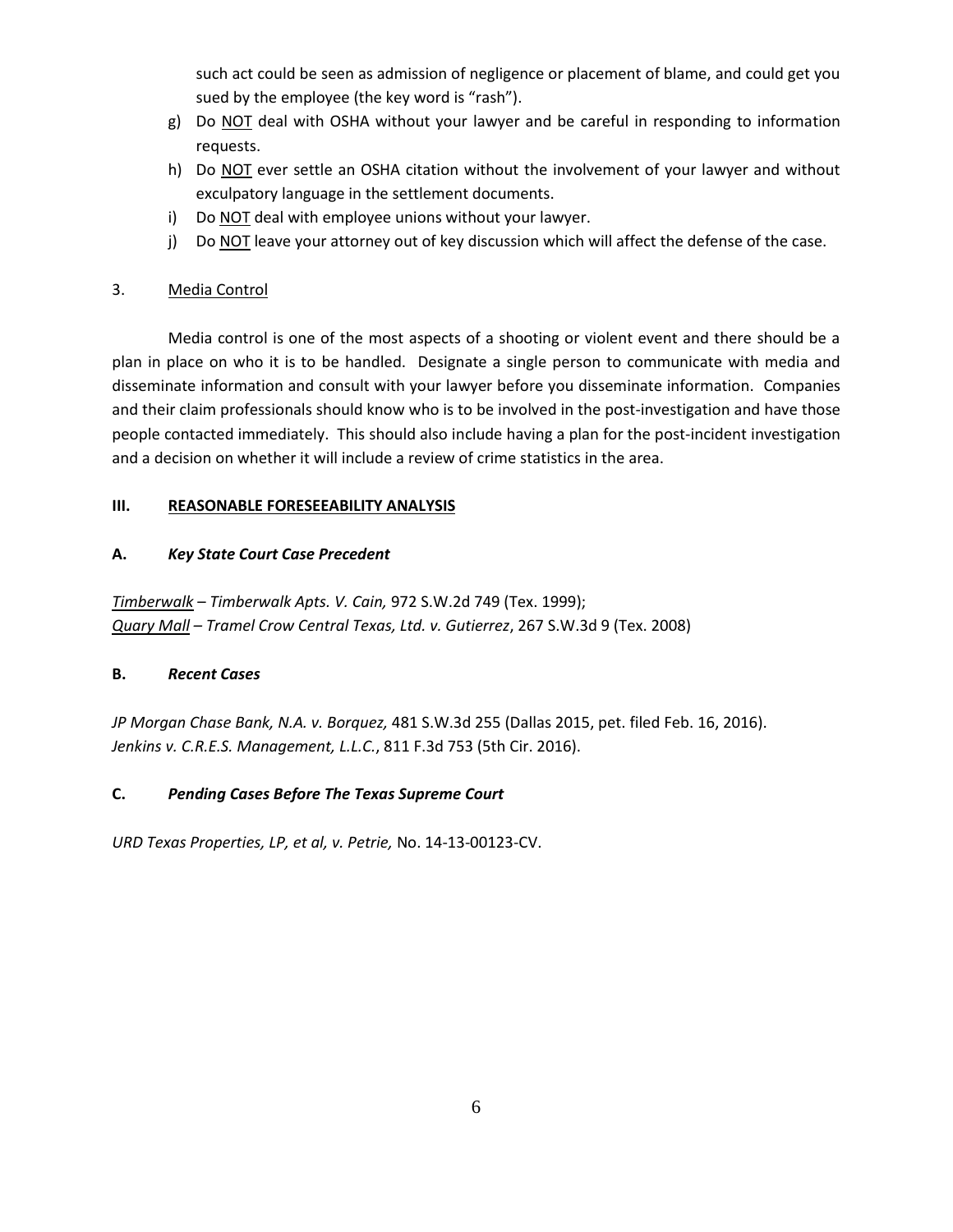such act could be seen as admission of negligence or placement of blame, and could get you sued by the employee (the key word is "rash").

g) Do NOT deal with OSHA without your lawyer and be careful in responding to information requests.
h) Do NOT ever settle an OSHA citation without the involvement of your lawyer and without exculpatory language in the settlement documents.
i) Do NOT deal with employee unions without your lawyer.
j) Do NOT leave your attorney out of key discussion which will affect the defense of the case.

3. Media Control

Media control is one of the most aspects of a shooting or violent event and there should be a plan in place on who it is to be handled. Designate a single person to communicate with media and disseminate information and consult with your lawyer before you disseminate information. Companies and their claim professionals should know who is to be involved in the post-investigation and have those people contacted immediately. This should also include having a plan for the post-incident investigation and a decision on whether it will include a review of crime statistics in the area.

## III. REASONABLE FORESEEABILITY ANALYSIS

### A. *Key State Court Case Precedent*

*Timberwalk – Timberwalk Apts. V. Cain,* 972 S.W.2d 749 (Tex. 1999);
*Quary Mall – Tramel Crow Central Texas, Ltd. v. Gutierrez*, 267 S.W.3d 9 (Tex. 2008)

### B. *Recent Cases*

*JP Morgan Chase Bank, N.A. v. Borquez,* 481 S.W.3d 255 (Dallas 2015, pet. filed Feb. 16, 2016).
*Jenkins v. C.R.E.S. Management, L.L.C.*, 811 F.3d 753 (5th Cir. 2016).

### C. *Pending Cases Before The Texas Supreme Court*

*URD Texas Properties, LP, et al, v. Petrie,* No. 14-13-00123-CV.